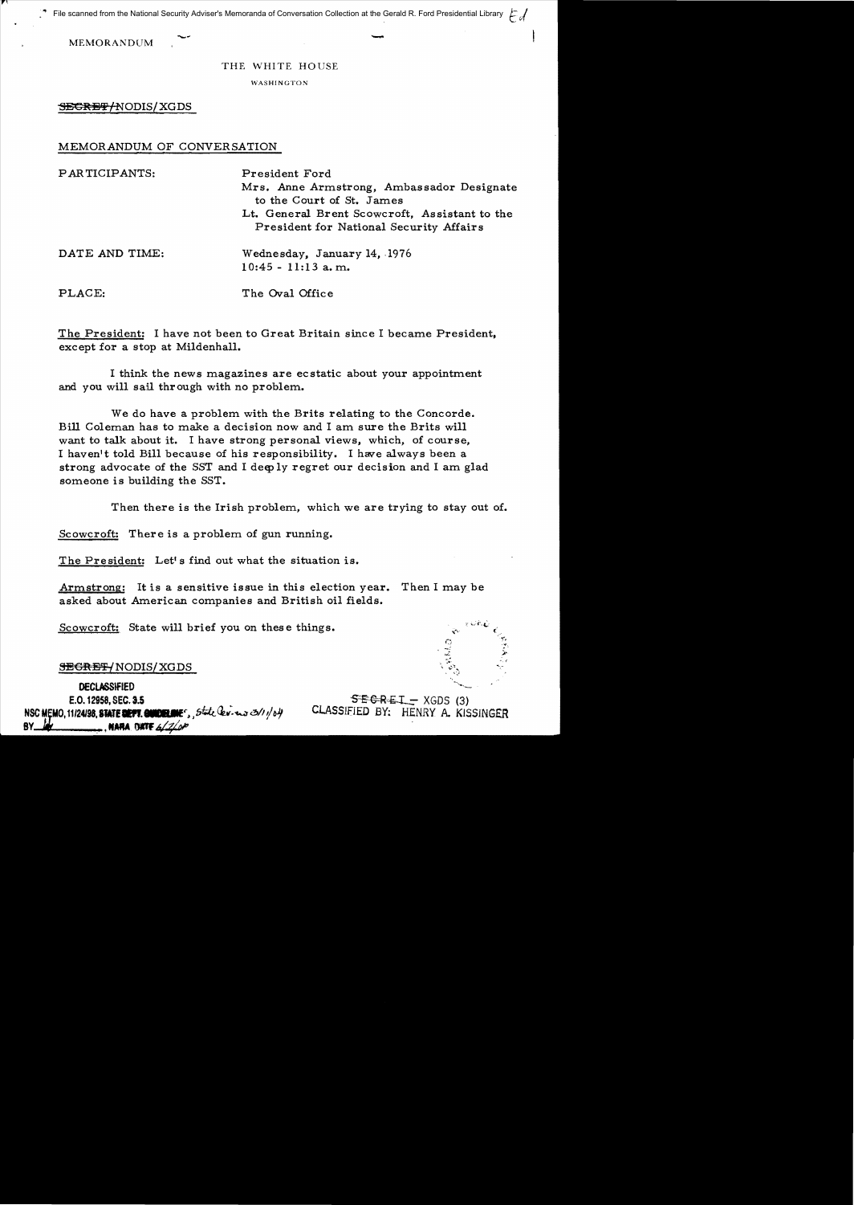File scanned from the National Security Adviser's Memoranda of Conversation Collection at the Gerald R. Ford Presidential Library

MEMORANDUM

THE WHITE HOUSE

WASHINGTON

~~SECRET~~/NODIS/XGDS

MEMORANDUM OF CONVERSATION

PARTICIPANTS: President Ford
Mrs. Anne Armstrong, Ambassador Designate to the Court of St. James
Lt. General Brent Scowcroft, Assistant to the President for National Security Affairs

DATE AND TIME: Wednesday, January 14, 1976
10:45 - 11:13 a.m.

PLACE: The Oval Office

The President: I have not been to Great Britain since I became President, except for a stop at Mildenhall.

I think the news magazines are ecstatic about your appointment and you will sail through with no problem.

We do have a problem with the Brits relating to the Concorde. Bill Coleman has to make a decision now and I am sure the Brits will want to talk about it. I have strong personal views, which, of course, I haven't told Bill because of his responsibility. I have always been a strong advocate of the SST and I deeply regret our decision and I am glad someone is building the SST.

Then there is the Irish problem, which we are trying to stay out of.

Scowcroft: There is a problem of gun running.

The President: Let's find out what the situation is.

Armstrong: It is a sensitive issue in this election year. Then I may be asked about American companies and British oil fields.

Scowcroft: State will brief you on these things.

~~SECRET~~/NODIS/XGDS

DECLASSIFIED
E.O. 12958, SEC. 3.5
NSC MEMO, 11/24/98, STATE DEPT. GUIDELINES, State Rev. 3/11/04
BY ___, NARA DATE 6/7/04

~~SECRET~~ - XGDS (3)
CLASSIFIED BY: HENRY A. KISSINGER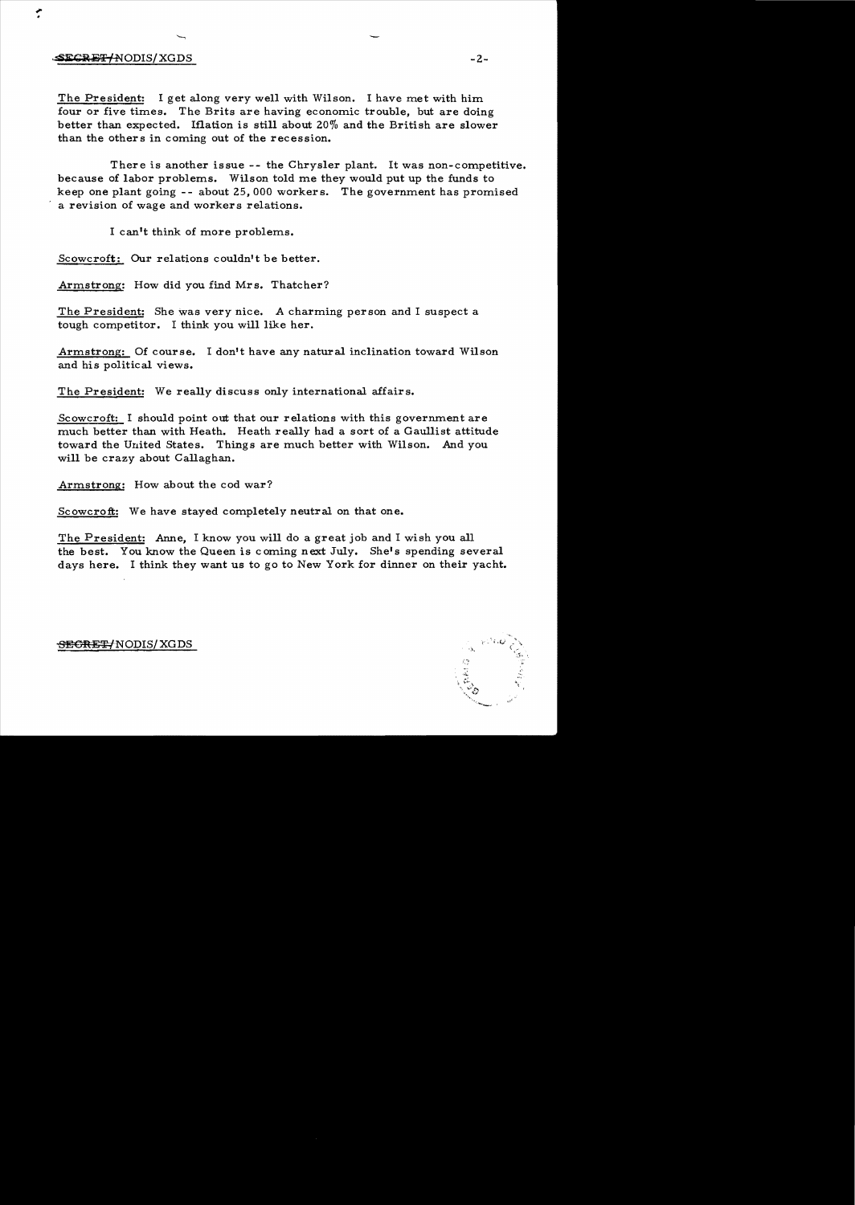The President: I get along very well with Wilson. I have met with him four or five times. The Brits are having economic trouble, but are doing better than expected. Iflation is still about 20% and the British are slower than the others in coming out of the recession.

There is another issue -- the Chrysler plant. It was non-competitive. because of labor problems. Wilson told me they would put up the funds to keep one plant going -- about 25,000 workers. The government has promised a revision of wage and workers relations.

I can't think of more problems.

Scowcroft: Our relations couldn't be better.

Armstrong: How did you find Mrs. Thatcher?

The President: She was very nice. A charming person and I suspect a tough competitor. I think you will like her.

Armstrong: Of course. I don't have any natural inclination toward Wilson and his political views.

The President: We really discuss only international affairs.

Scowcroft: I should point out that our relations with this government are much better than with Heath. Heath really had a sort of a Gaullist attitude toward the United States. Things are much better with Wilson. And you will be crazy about Callaghan.

Armstrong: How about the cod war?

Scowcroft: We have stayed completely neutral on that one.

The President: Anne, I know you will do a great job and I wish you all the best. You know the Queen is coming next July. She's spending several days here. I think they want us to go to New York for dinner on their yacht.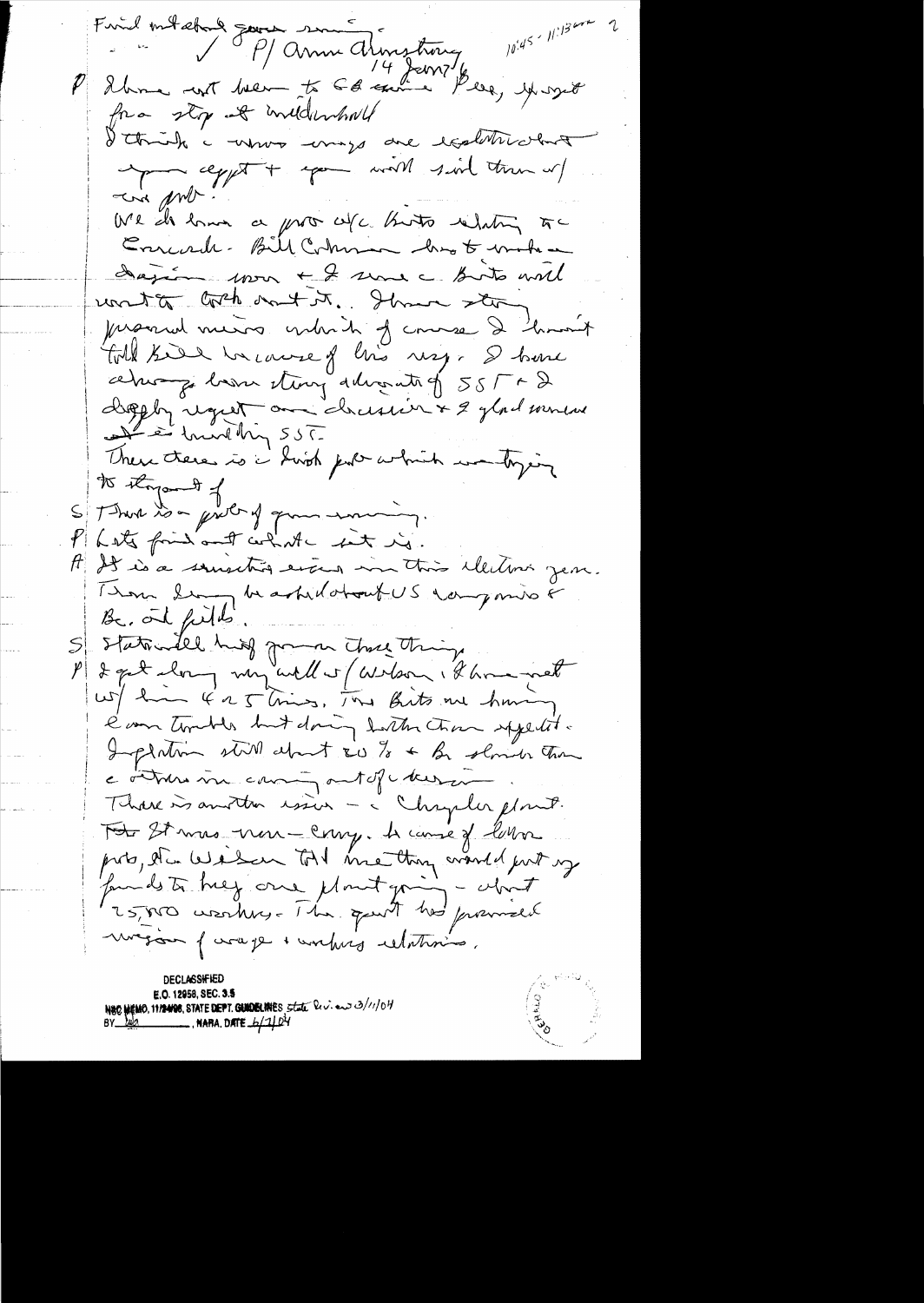Find what about gov. money

/ P/ Anne Armstrong 14 Jan 76

10:45 - 11:13am

P I have not been to GB since Bee, except for a stop at Mildenhall.

I think a many ways are isolated but you accept + you will send them w/ our people.

We do have a prob w/c Brits relating to Concorde. Bill Coleman has to make a decision soon + I sure c Brits will want to catch out it. I have strong personal views which of course I haven't told Bill because of his resp. I have always been strong advocate of SST + I deeply regret our decision + I glad someone is building SST.

There there is a Brit prob which we trying to stay out of

S There is a prob of gov. money.

P Lets find out what it is.

A It is a sensitive issue in this election year. There [?] be asked about US companies + Br. oil fields.

S Stat will have given those things.

P I get along very well w/ Wilson. I have met w/ him 4 or 5 times. The Brits are having e.n. troubles but doing better than expected. Inflation still about 20% + Br slower than c others in coming out of c recession.

There is another issue — c Chrysler plant. For it was non-comp. because of labor prob, etc. Wilson told me they would put up funds to keep one plant going — about 25,000 workers. The govt has promised revision of wage + working relations.

DECLASSIFIED
E.O. 12958, SEC. 3.5
NSC MEMO, 11/24/98, STATE DEPT. GUIDELINES State Review 3/11/04
BY [illegible], NARA, DATE 6/7/04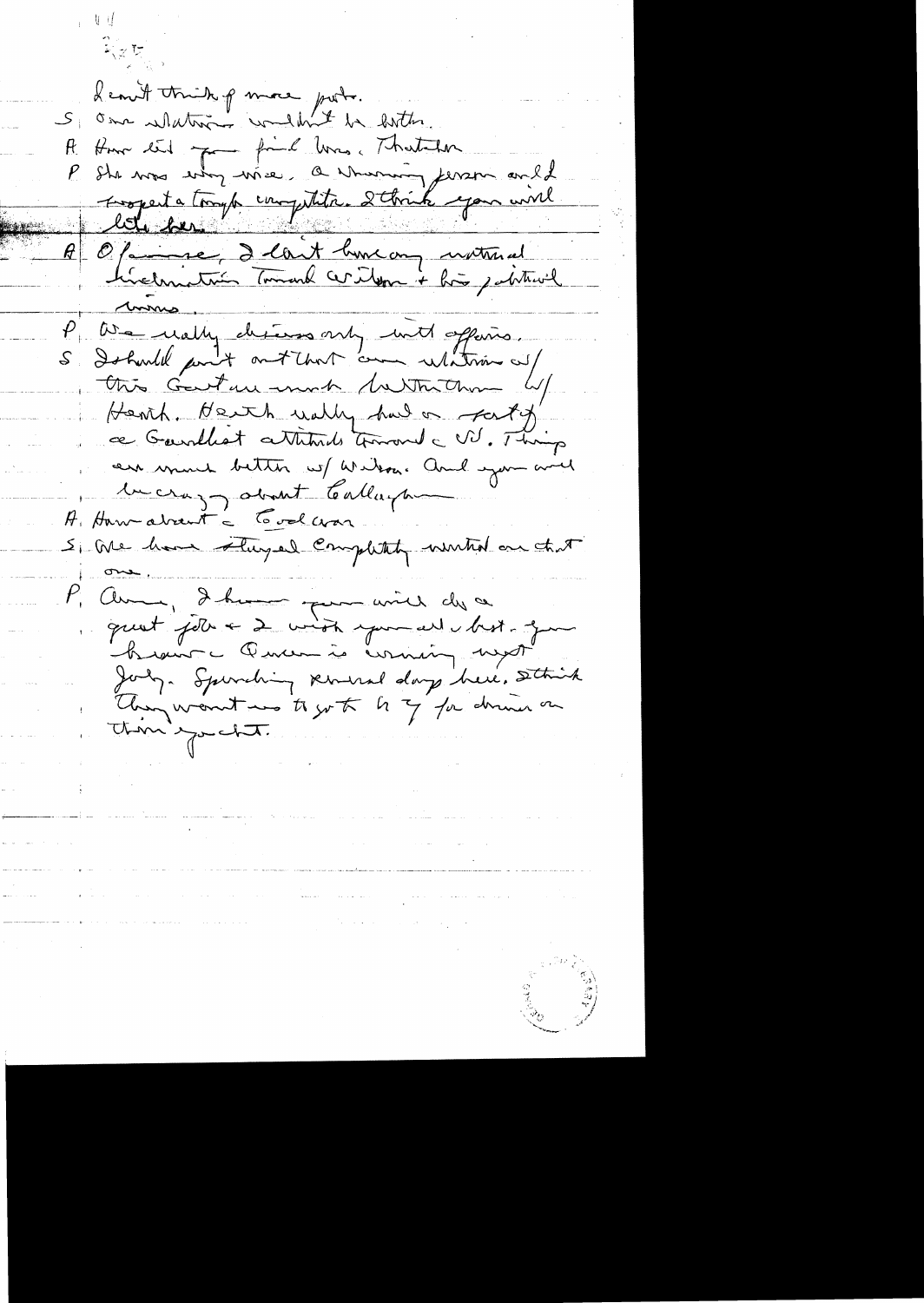I can't think of more pts.

S: Our relations couldn't be better.

A: How did you find Mrs. Thatcher

P: She was very nice. A charming person and I expect a tough competitor. I think you will like her.

A: Of course, I don't have any natural inclination toward Wilson + his political views.

P: We really discuss only world affairs.

S: I should point out that our relations w/ this Govt are much better than w/ Heath. Heath really had a sort of a Gaullist attitude toward the US. Things are much better w/ Wilson. And you will be crazy about Callaghan

A: How about the Cod war

S: We have stayed completely neutral on that one.

P: Anne, I know you will do a great job + I wish you all the best. Your friend the Queen is coming next July. Spending several days here. I think they want us to go to NY for dinner on their yacht.